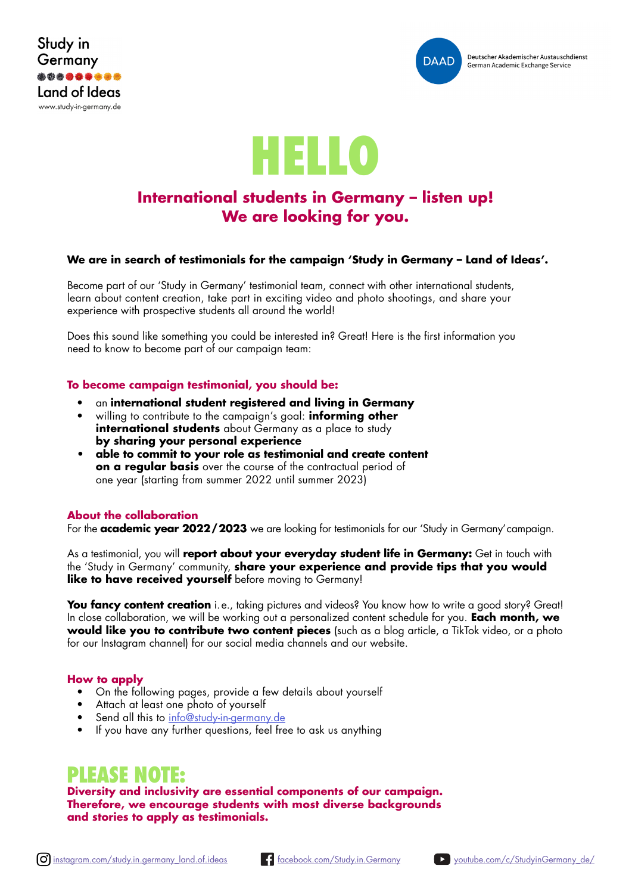Study in Germany
Land of Ideas
www.study-in-germany.de

DAAD Deutscher Akademischer Austauschdienst
German Academic Exchange Service

# HELLO

## International students in Germany – listen up! We are looking for you.

**We are in search of testimonials for the campaign 'Study in Germany – Land of Ideas'.**

Become part of our 'Study in Germany' testimonial team, connect with other international students, learn about content creation, take part in exciting video and photo shootings, and share your experience with prospective students all around the world!

Does this sound like something you could be interested in? Great! Here is the first information you need to know to become part of our campaign team:

### To become campaign testimonial, you should be:

- an **international student registered and living in Germany**
- willing to contribute to the campaign's goal: **informing other international students** about Germany as a place to study **by sharing your personal experience**
- **able to commit to your role as testimonial and create content on a regular basis** over the course of the contractual period of one year (starting from summer 2022 until summer 2023)

### About the collaboration

For the **academic year 2022/2023** we are looking for testimonials for our 'Study in Germany' campaign.

As a testimonial, you will **report about your everyday student life in Germany:** Get in touch with the 'Study in Germany' community, **share your experience and provide tips that you would like to have received yourself** before moving to Germany!

**You fancy content creation** i.e., taking pictures and videos? You know how to write a good story? Great! In close collaboration, we will be working out a personalized content schedule for you. **Each month, we would like you to contribute two content pieces** (such as a blog article, a TikTok video, or a photo for our Instagram channel) for our social media channels and our website.

### How to apply

- On the following pages, provide a few details about yourself
- Attach at least one photo of yourself
- Send all this to info@study-in-germany.de
- If you have any further questions, feel free to ask us anything

## PLEASE NOTE:

**Diversity and inclusivity are essential components of our campaign. Therefore, we encourage students with most diverse backgrounds and stories to apply as testimonials.**

instagram.com/study.in.germany_land.of.ideas | facebook.com/Study.in.Germany | youtube.com/c/StudyinGermany_de/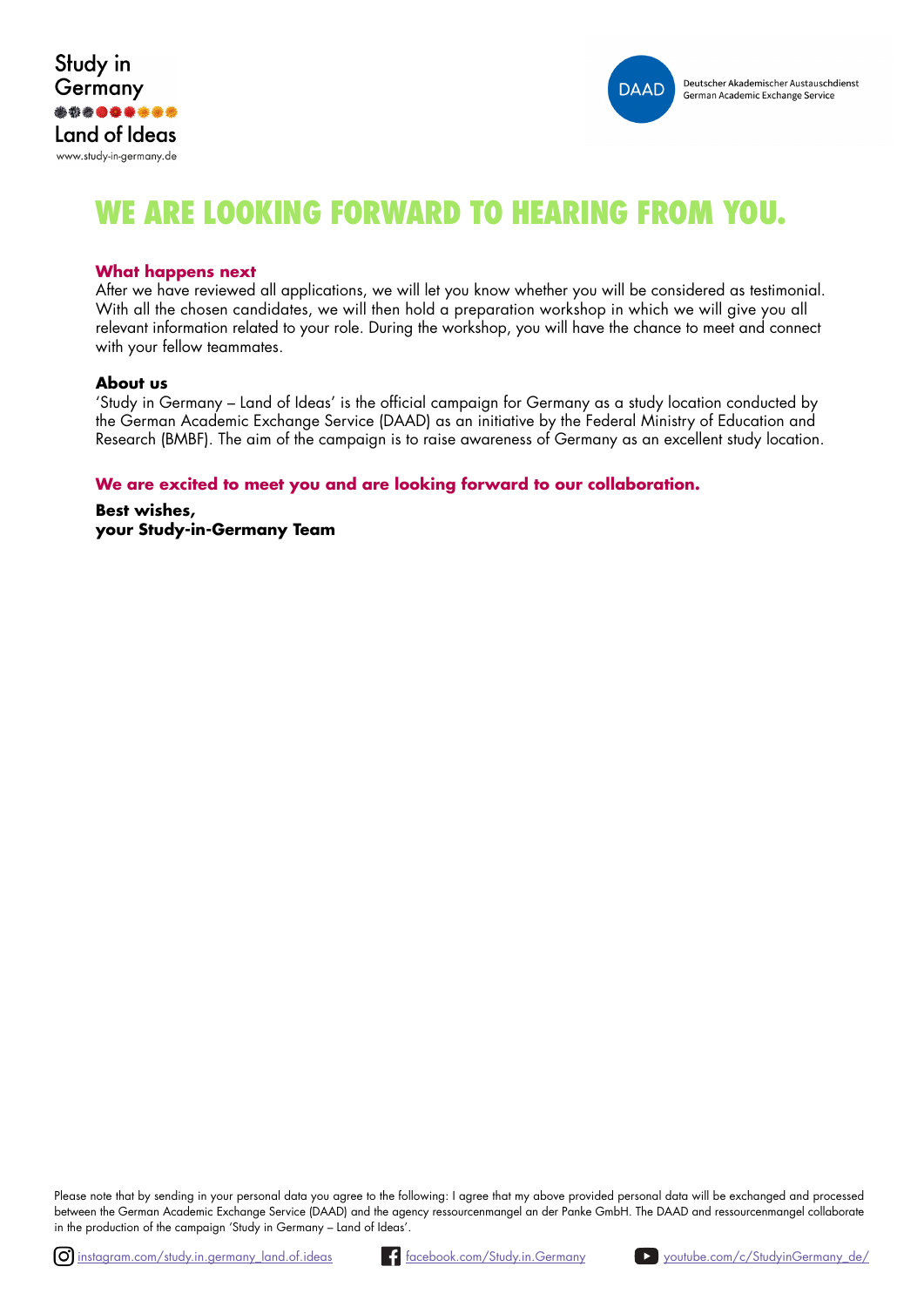# WE ARE LOOKING FORWARD TO HEARING FROM YOU.

**What happens next**

After we have reviewed all applications, we will let you know whether you will be considered as testimonial. With all the chosen candidates, we will then hold a preparation workshop in which we will give you all relevant information related to your role. During the workshop, you will have the chance to meet and connect with your fellow teammates.

**About us**

'Study in Germany – Land of Ideas' is the official campaign for Germany as a study location conducted by the German Academic Exchange Service (DAAD) as an initiative by the Federal Ministry of Education and Research (BMBF). The aim of the campaign is to raise awareness of Germany as an excellent study location.

**We are excited to meet you and are looking forward to our collaboration.**

**Best wishes,**
**your Study-in-Germany Team**

Please note that by sending in your personal data you agree to the following: I agree that my above provided personal data will be exchanged and processed between the German Academic Exchange Service (DAAD) and the agency ressourcenmangel an der Panke GmbH. The DAAD and ressourcenmangel collaborate in the production of the campaign 'Study in Germany – Land of Ideas'.

instagram.com/study.in.germany_land.of.ideas    facebook.com/Study.in.Germany    youtube.com/c/StudyinGermany_de/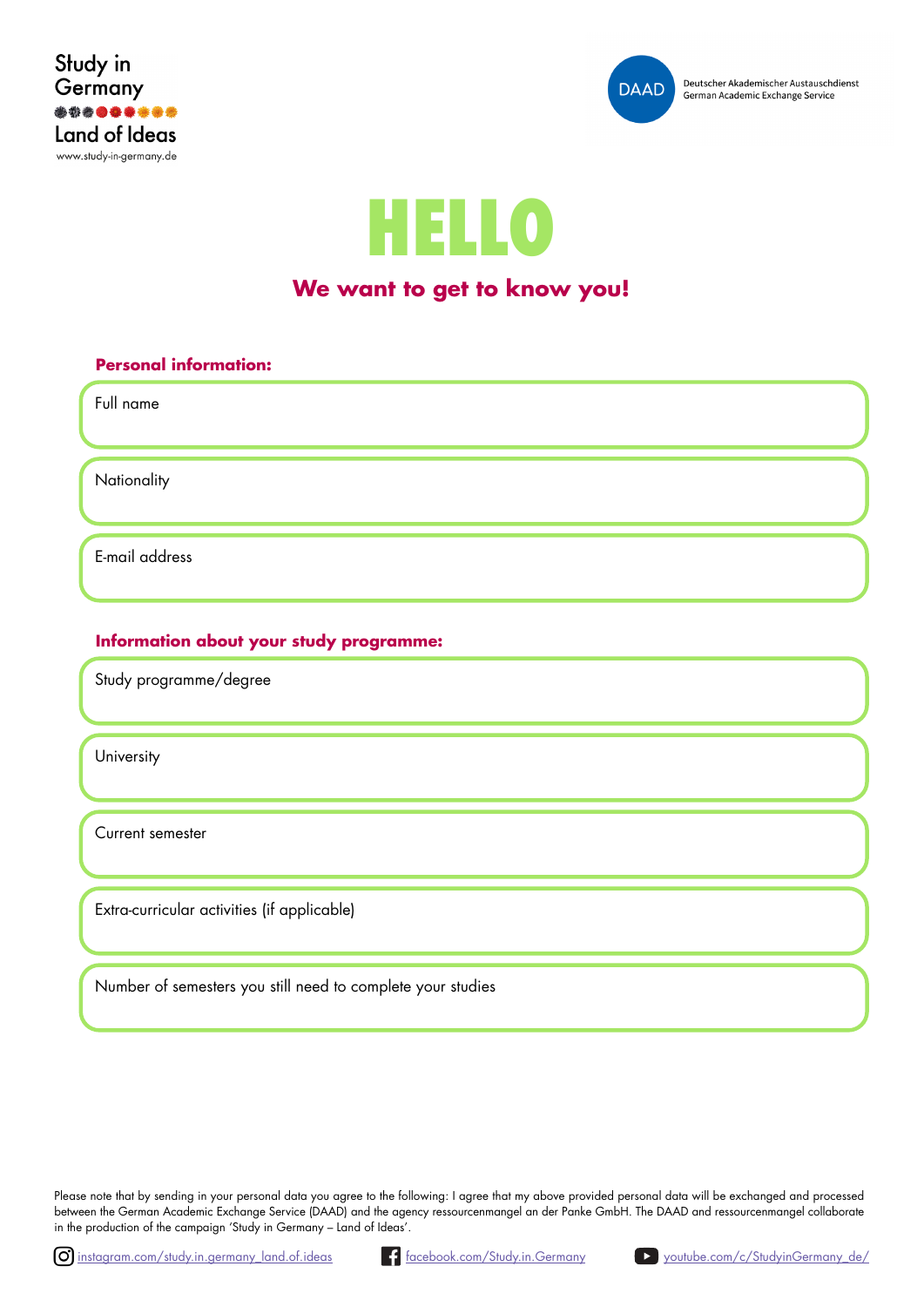Study in Germany

Land of Ideas

www.study-in-germany.de

DAAD Deutscher Akademischer Austauschdienst German Academic Exchange Service

# HELLO

## We want to get to know you!

### Personal information:

Full name

Nationality

E-mail address

### Information about your study programme:

Study programme/degree

University

Current semester

Extra-curricular activities (if applicable)

Number of semesters you still need to complete your studies

Please note that by sending in your personal data you agree to the following: I agree that my above provided personal data will be exchanged and processed between the German Academic Exchange Service (DAAD) and the agency ressourcenmangel an der Panke GmbH. The DAAD and ressourcenmangel collaborate in the production of the campaign 'Study in Germany – Land of Ideas'.

instagram.com/study.in.germany_land.of.ideas facebook.com/Study.in.Germany youtube.com/c/StudyinGermany_de/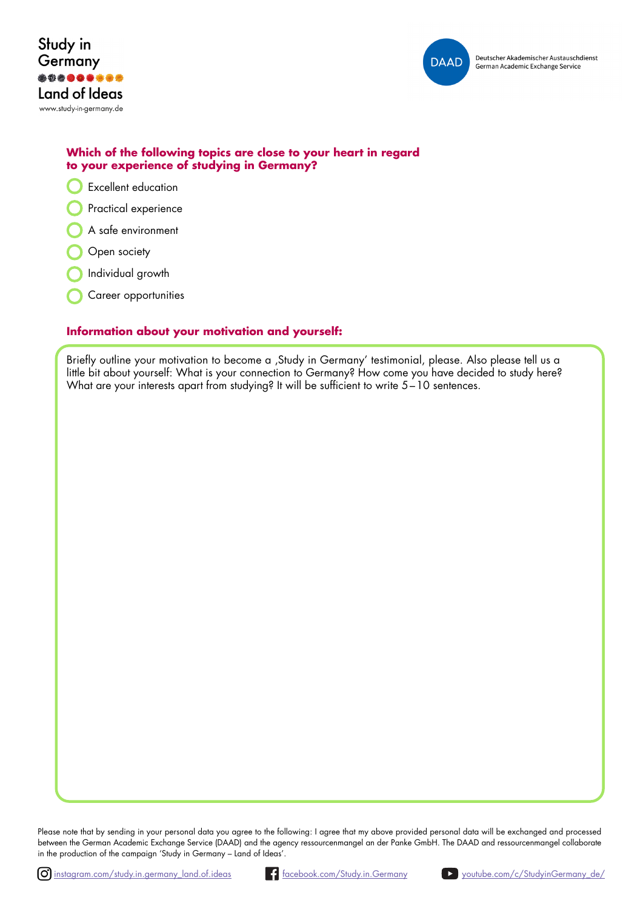Study in Germany

Land of Ideas

www.study-in-germany.de

DAAD

Deutscher Akademischer Austauschdienst
German Academic Exchange Service

## Which of the following topics are close to your heart in regard to your experience of studying in Germany?

- ◯ Excellent education
- ◯ Practical experience
- ◯ A safe environment
- ◯ Open society
- ◯ Individual growth
- ◯ Career opportunities

## Information about your motivation and yourself:

Briefly outline your motivation to become a ‚Study in Germany' testimonial, please. Also please tell us a little bit about yourself: What is your connection to Germany? How come you have decided to study here? What are your interests apart from studying? It will be sufficient to write 5 – 10 sentences.

Please note that by sending in your personal data you agree to the following: I agree that my above provided personal data will be exchanged and processed between the German Academic Exchange Service (DAAD) and the agency ressourcenmangel an der Panke GmbH. The DAAD and ressourcenmangel collaborate in the production of the campaign 'Study in Germany – Land of Ideas'.

instagram.com/study.in.germany_land.of.ideas facebook.com/Study.in.Germany youtube.com/c/StudyinGermany_de/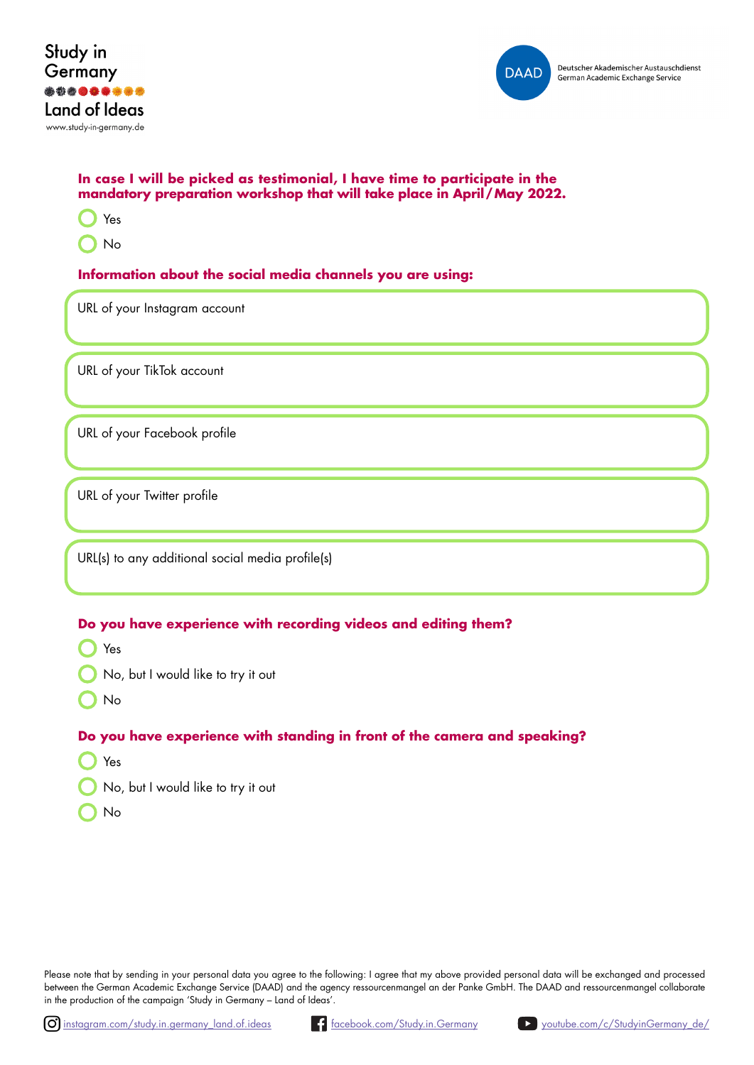**In case I will be picked as testimonial, I have time to participate in the mandatory preparation workshop that will take place in April / May 2022.**

- Yes
- No

**Information about the social media channels you are using:**

URL of your Instagram account

URL of your TikTok account

URL of your Facebook profile

URL of your Twitter profile

URL(s) to any additional social media profile(s)

**Do you have experience with recording videos and editing them?**

- Yes
- No, but I would like to try it out
- No

**Do you have experience with standing in front of the camera and speaking?**

- Yes
- No, but I would like to try it out
- No

Please note that by sending in your personal data you agree to the following: I agree that my above provided personal data will be exchanged and processed between the German Academic Exchange Service (DAAD) and the agency ressourcenmangel an der Panke GmbH. The DAAD and ressourcenmangel collaborate in the production of the campaign 'Study in Germany – Land of Ideas'.

instagram.com/study.in.germany_land.of.ideas  facebook.com/Study.in.Germany  youtube.com/c/StudyinGermany_de/